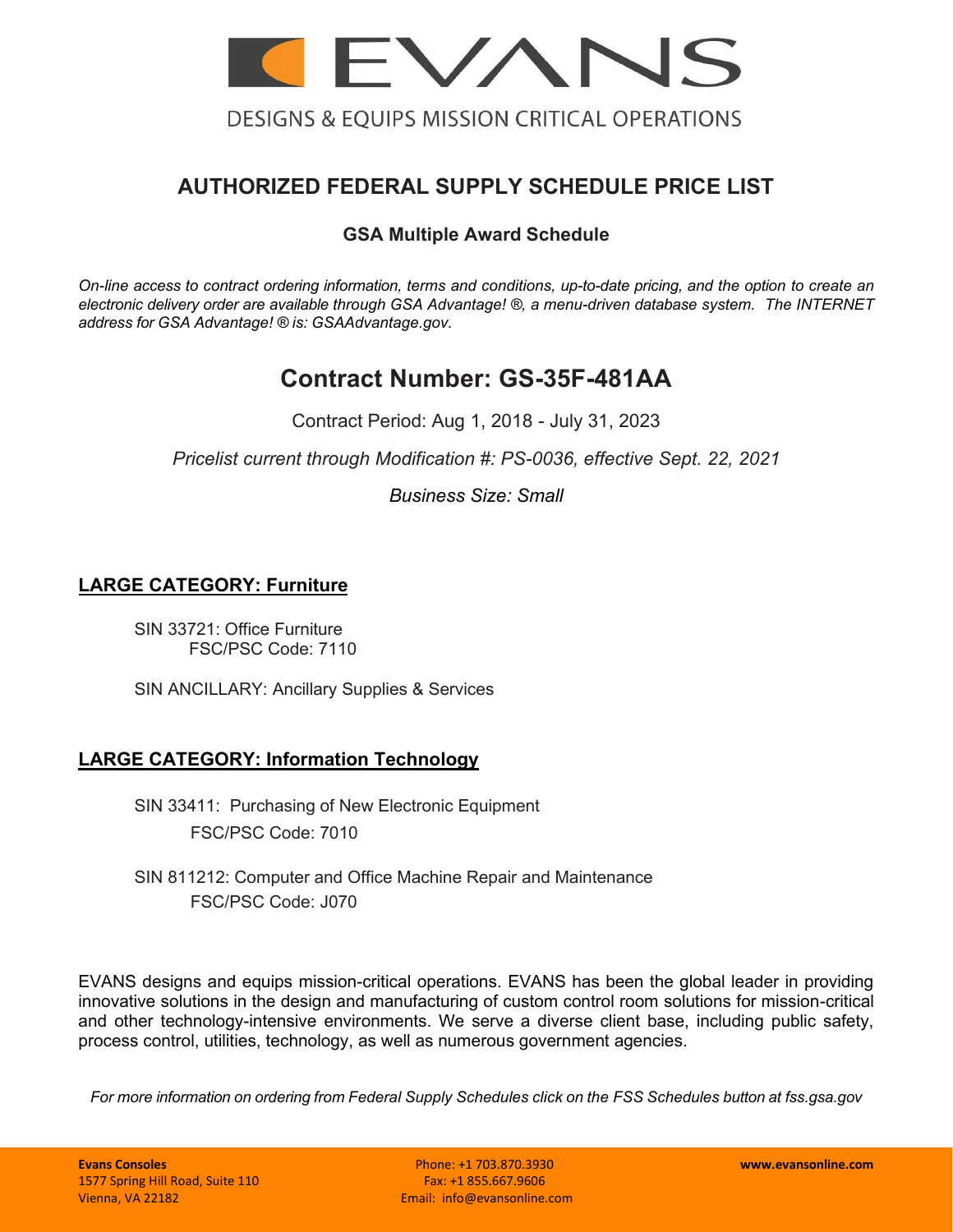# EVANS

DESIGNS & EQUIPS MISSION CRITICAL OPERATIONS

## AUTHORIZED FEDERAL SUPPLY SCHEDULE PRICE LIST

### GSA Multiple Award Schedule

*On-line access to contract ordering information, terms and conditions, up-to-date pricing, and the option to create an electronic delivery order are available through GSA Advantage! ®, a menu-driven database system. The INTERNET address for GSA Advantage! ® is: GSAAdvantage.gov.*

## Contract Number: GS-35F-481AA

Contract Period: Aug 1, 2018 - July 31, 2023

*Pricelist current through Modification #: PS-0036, effective Sept. 22, 2021*

*Business Size: Small*

### LARGE CATEGORY: Furniture

SIN 33721: Office Furniture
FSC/PSC Code: 7110

SIN ANCILLARY: Ancillary Supplies & Services

### LARGE CATEGORY: Information Technology

SIN 33411: Purchasing of New Electronic Equipment
FSC/PSC Code: 7010

SIN 811212: Computer and Office Machine Repair and Maintenance
FSC/PSC Code: J070

EVANS designs and equips mission-critical operations. EVANS has been the global leader in providing innovative solutions in the design and manufacturing of custom control room solutions for mission-critical and other technology-intensive environments. We serve a diverse client base, including public safety, process control, utilities, technology, as well as numerous government agencies.

*For more information on ordering from Federal Supply Schedules click on the FSS Schedules button at fss.gsa.gov*

**Evans Consoles**
1577 Spring Hill Road, Suite 110
Vienna, VA 22182

Phone: +1 703.870.3930
Fax: +1 855.667.9606
Email: info@evansonline.com

**www.evansonline.com**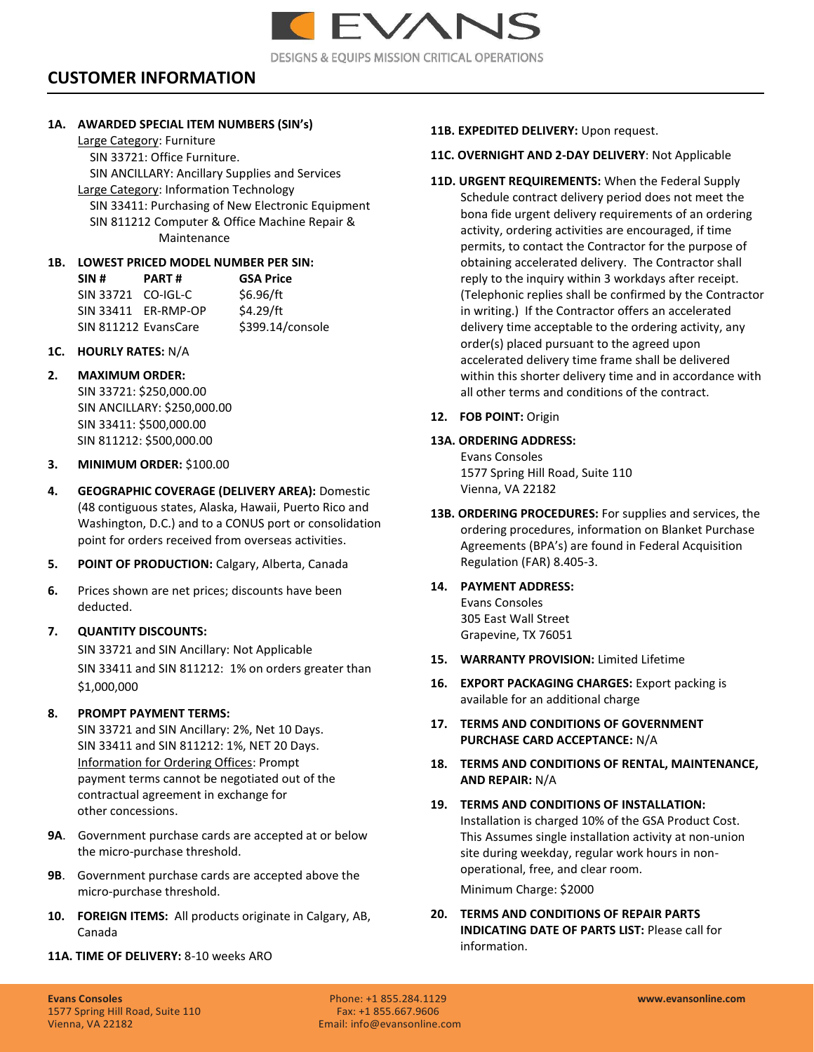EVANS

DESIGNS & EQUIPS MISSION CRITICAL OPERATIONS

## CUSTOMER INFORMATION

**1A. AWARDED SPECIAL ITEM NUMBERS (SIN's)**

Large Category: Furniture
- SIN 33721: Office Furniture.
- SIN ANCILLARY: Ancillary Supplies and Services

Large Category: Information Technology
- SIN 33411: Purchasing of New Electronic Equipment
- SIN 811212 Computer & Office Machine Repair & Maintenance

**1B. LOWEST PRICED MODEL NUMBER PER SIN:**

| SIN # | PART # | GSA Price |
|---|---|---|
| SIN 33721 | CO-IGL-C | $6.96/ft |
| SIN 33411 | ER-RMP-OP | $4.29/ft |
| SIN 811212 | EvansCare | $399.14/console |

**1C. HOURLY RATES:** N/A

**2. MAXIMUM ORDER:**
SIN 33721: $250,000.00
SIN ANCILLARY: $250,000.00
SIN 33411: $500,000.00
SIN 811212: $500,000.00

**3. MINIMUM ORDER:** $100.00

**4. GEOGRAPHIC COVERAGE (DELIVERY AREA):** Domestic (48 contiguous states, Alaska, Hawaii, Puerto Rico and Washington, D.C.) and to a CONUS port or consolidation point for orders received from overseas activities.

**5. POINT OF PRODUCTION:** Calgary, Alberta, Canada

**6.** Prices shown are net prices; discounts have been deducted.

**7. QUANTITY DISCOUNTS:**
SIN 33721 and SIN Ancillary: Not Applicable
SIN 33411 and SIN 811212: 1% on orders greater than $1,000,000

**8. PROMPT PAYMENT TERMS:**
SIN 33721 and SIN Ancillary: 2%, Net 10 Days.
SIN 33411 and SIN 811212: 1%, NET 20 Days.
Information for Ordering Offices: Prompt payment terms cannot be negotiated out of the contractual agreement in exchange for other concessions.

**9A**. Government purchase cards are accepted at or below the micro-purchase threshold.

**9B**. Government purchase cards are accepted above the micro-purchase threshold.

**10. FOREIGN ITEMS:** All products originate in Calgary, AB, Canada

**11A. TIME OF DELIVERY:** 8-10 weeks ARO

**11B. EXPEDITED DELIVERY:** Upon request.

**11C. OVERNIGHT AND 2-DAY DELIVERY**: Not Applicable

**11D. URGENT REQUIREMENTS:** When the Federal Supply Schedule contract delivery period does not meet the bona fide urgent delivery requirements of an ordering activity, ordering activities are encouraged, if time permits, to contact the Contractor for the purpose of obtaining accelerated delivery. The Contractor shall reply to the inquiry within 3 workdays after receipt. (Telephonic replies shall be confirmed by the Contractor in writing.) If the Contractor offers an accelerated delivery time acceptable to the ordering activity, any order(s) placed pursuant to the agreed upon accelerated delivery time frame shall be delivered within this shorter delivery time and in accordance with all other terms and conditions of the contract.

**12. FOB POINT:** Origin

**13A. ORDERING ADDRESS:**
Evans Consoles
1577 Spring Hill Road, Suite 110
Vienna, VA 22182

**13B. ORDERING PROCEDURES:** For supplies and services, the ordering procedures, information on Blanket Purchase Agreements (BPA's) are found in Federal Acquisition Regulation (FAR) 8.405-3.

**14. PAYMENT ADDRESS:**
Evans Consoles
305 East Wall Street
Grapevine, TX 76051

**15. WARRANTY PROVISION:** Limited Lifetime

**16. EXPORT PACKAGING CHARGES:** Export packing is available for an additional charge

**17. TERMS AND CONDITIONS OF GOVERNMENT PURCHASE CARD ACCEPTANCE:** N/A

**18. TERMS AND CONDITIONS OF RENTAL, MAINTENANCE, AND REPAIR:** N/A

**19. TERMS AND CONDITIONS OF INSTALLATION:** Installation is charged 10% of the GSA Product Cost. This Assumes single installation activity at non-union site during weekday, regular work hours in non-operational, free, and clear room.

Minimum Charge: $2000

**20. TERMS AND CONDITIONS OF REPAIR PARTS INDICATING DATE OF PARTS LIST:** Please call for information.

**Evans Consoles**
1577 Spring Hill Road, Suite 110
Vienna, VA 22182

Phone: +1 855.284.1129
Fax: +1 855.667.9606
Email: info@evansonline.com

**www.evansonline.com**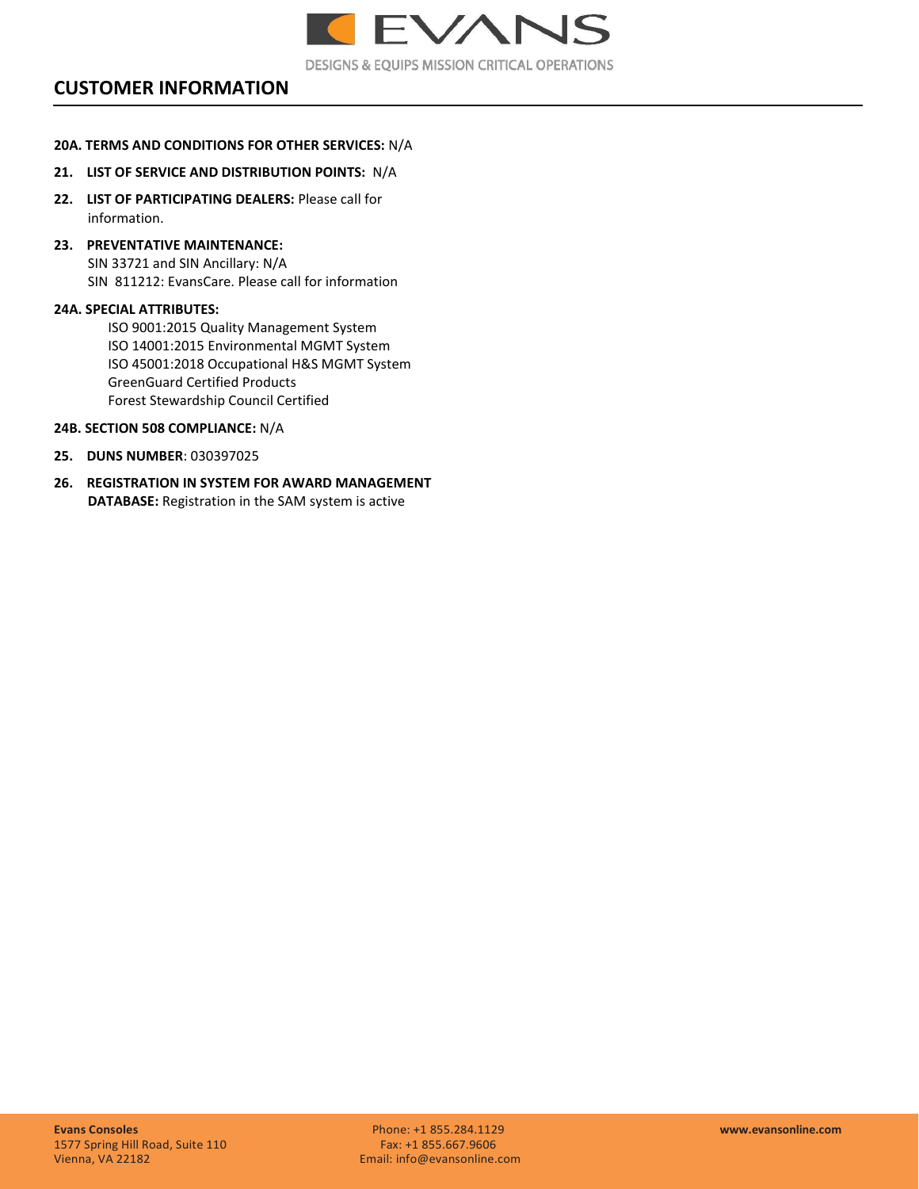## CUSTOMER INFORMATION

**20A. TERMS AND CONDITIONS FOR OTHER SERVICES:** N/A

**21. LIST OF SERVICE AND DISTRIBUTION POINTS:** N/A

**22. LIST OF PARTICIPATING DEALERS:** Please call for information.

**23. PREVENTATIVE MAINTENANCE:**
SIN 33721 and SIN Ancillary: N/A
SIN 811212: EvansCare. Please call for information

**24A. SPECIAL ATTRIBUTES:**

ISO 9001:2015 Quality Management System
ISO 14001:2015 Environmental MGMT System
ISO 45001:2018 Occupational H&S MGMT System
GreenGuard Certified Products
Forest Stewardship Council Certified

**24B. SECTION 508 COMPLIANCE:** N/A

**25. DUNS NUMBER**: 030397025

**26. REGISTRATION IN SYSTEM FOR AWARD MANAGEMENT DATABASE:** Registration in the SAM system is active